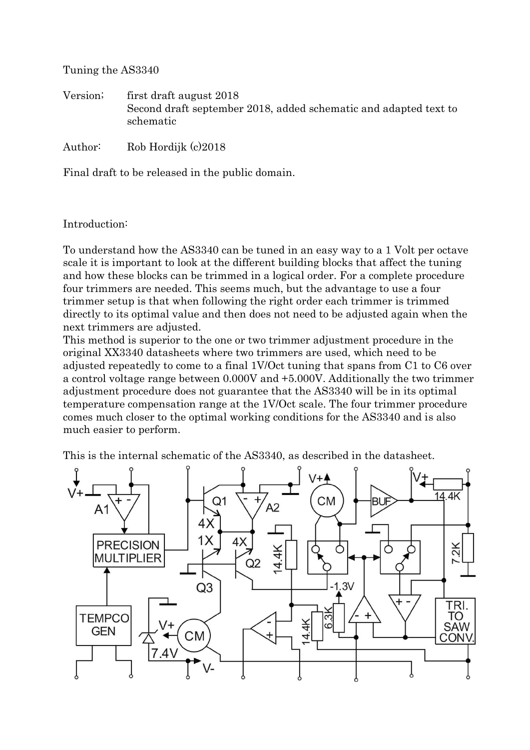Tuning the AS3340

Version; first draft august 2018
Second draft september 2018, added schematic and adapted text to schematic

Author: Rob Hordijk (c)2018

Final draft to be released in the public domain.

Introduction:

To understand how the AS3340 can be tuned in an easy way to a 1 Volt per octave scale it is important to look at the different building blocks that affect the tuning and how these blocks can be trimmed in a logical order. For a complete procedure four trimmers are needed. This seems much, but the advantage to use a four trimmer setup is that when following the right order each trimmer is trimmed directly to its optimal value and then does not need to be adjusted again when the next trimmers are adjusted.
This method is superior to the one or two trimmer adjustment procedure in the original XX3340 datasheets where two trimmers are used, which need to be adjusted repeatedly to come to a final 1V/Oct tuning that spans from C1 to C6 over a control voltage range between 0.000V and +5.000V. Additionally the two trimmer adjustment procedure does not guarantee that the AS3340 will be in its optimal temperature compensation range at the 1V/Oct scale. The four trimmer procedure comes much closer to the optimal working conditions for the AS3340 and is also much easier to perform.

This is the internal schematic of the AS3340, as described in the datasheet.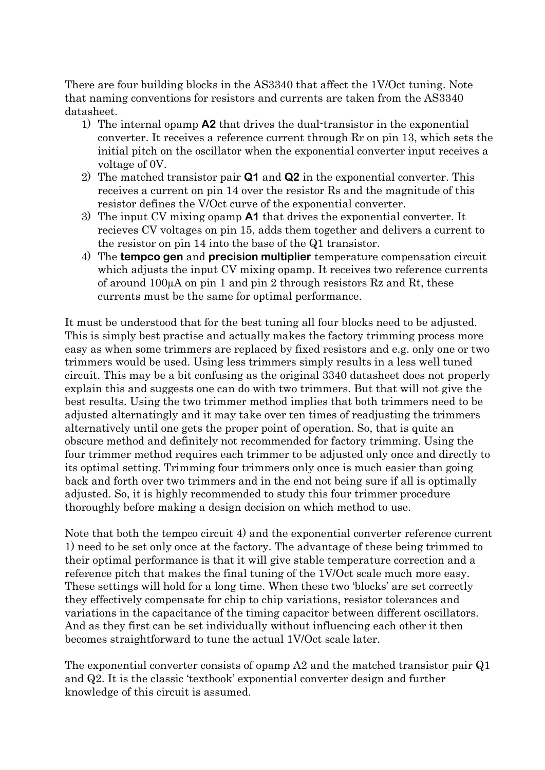There are four building blocks in the AS3340 that affect the 1V/Oct tuning. Note that naming conventions for resistors and currents are taken from the AS3340 datasheet.

1) The internal opamp **A2** that drives the dual-transistor in the exponential converter. It receives a reference current through Rr on pin 13, which sets the initial pitch on the oscillator when the exponential converter input receives a voltage of 0V.
2) The matched transistor pair **Q1** and **Q2** in the exponential converter. This receives a current on pin 14 over the resistor Rs and the magnitude of this resistor defines the V/Oct curve of the exponential converter.
3) The input CV mixing opamp **A1** that drives the exponential converter. It recieves CV voltages on pin 15, adds them together and delivers a current to the resistor on pin 14 into the base of the Q1 transistor.
4) The **tempco gen** and **precision multiplier** temperature compensation circuit which adjusts the input CV mixing opamp. It receives two reference currents of around 100µA on pin 1 and pin 2 through resistors Rz and Rt, these currents must be the same for optimal performance.

It must be understood that for the best tuning all four blocks need to be adjusted. This is simply best practise and actually makes the factory trimming process more easy as when some trimmers are replaced by fixed resistors and e.g. only one or two trimmers would be used. Using less trimmers simply results in a less well tuned circuit. This may be a bit confusing as the original 3340 datasheet does not properly explain this and suggests one can do with two trimmers. But that will not give the best results. Using the two trimmer method implies that both trimmers need to be adjusted alternatingly and it may take over ten times of readjusting the trimmers alternatively until one gets the proper point of operation. So, that is quite an obscure method and definitely not recommended for factory trimming. Using the four trimmer method requires each trimmer to be adjusted only once and directly to its optimal setting. Trimming four trimmers only once is much easier than going back and forth over two trimmers and in the end not being sure if all is optimally adjusted. So, it is highly recommended to study this four trimmer procedure thoroughly before making a design decision on which method to use.

Note that both the tempco circuit 4) and the exponential converter reference current 1) need to be set only once at the factory. The advantage of these being trimmed to their optimal performance is that it will give stable temperature correction and a reference pitch that makes the final tuning of the 1V/Oct scale much more easy. These settings will hold for a long time. When these two 'blocks' are set correctly they effectively compensate for chip to chip variations, resistor tolerances and variations in the capacitance of the timing capacitor between different oscillators. And as they first can be set individually without influencing each other it then becomes straightforward to tune the actual 1V/Oct scale later.

The exponential converter consists of opamp A2 and the matched transistor pair Q1 and Q2. It is the classic 'textbook' exponential converter design and further knowledge of this circuit is assumed.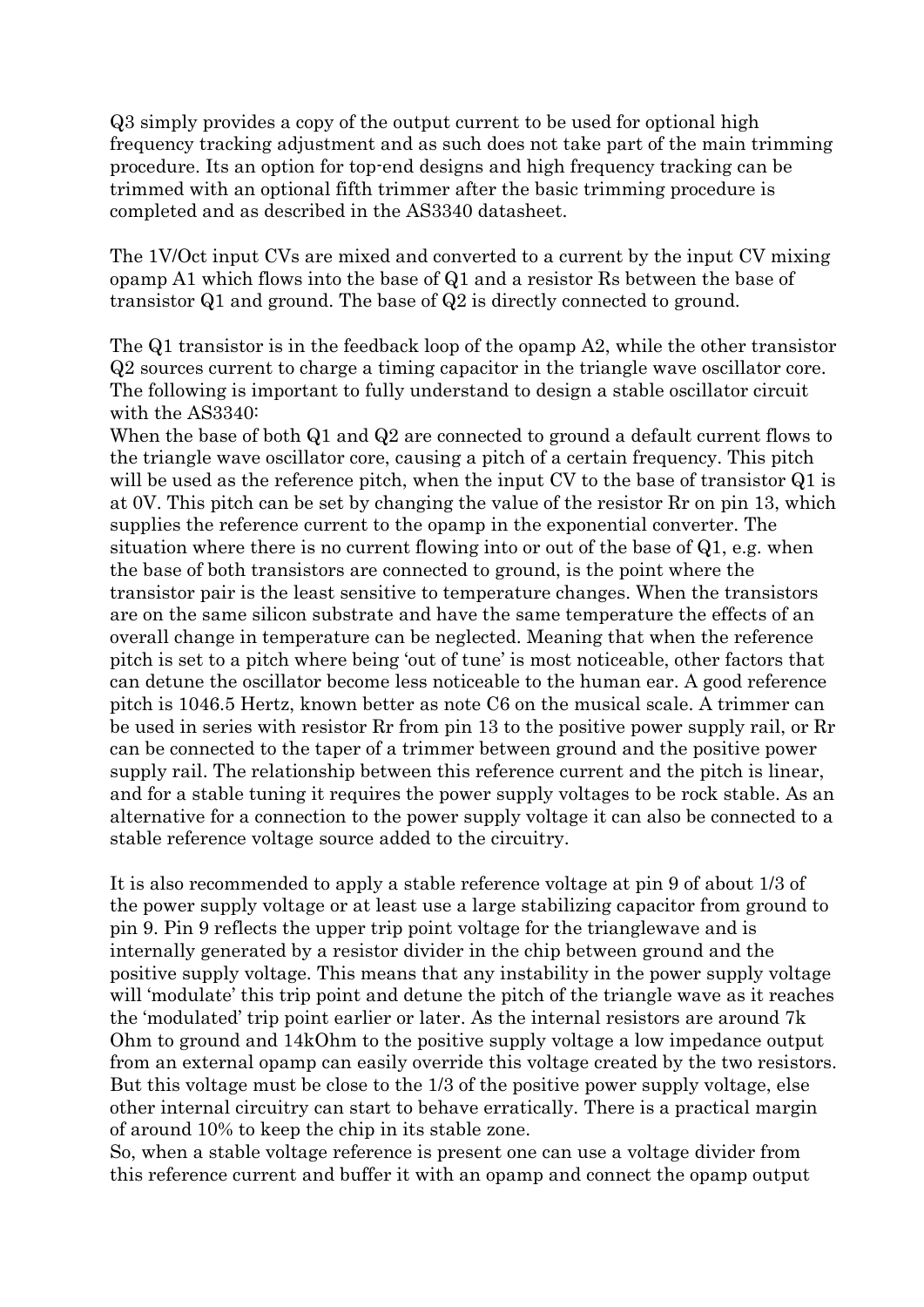Q3 simply provides a copy of the output current to be used for optional high frequency tracking adjustment and as such does not take part of the main trimming procedure. Its an option for top-end designs and high frequency tracking can be trimmed with an optional fifth trimmer after the basic trimming procedure is completed and as described in the AS3340 datasheet.

The 1V/Oct input CVs are mixed and converted to a current by the input CV mixing opamp A1 which flows into the base of Q1 and a resistor Rs between the base of transistor Q1 and ground. The base of Q2 is directly connected to ground.

The Q1 transistor is in the feedback loop of the opamp A2, while the other transistor Q2 sources current to charge a timing capacitor in the triangle wave oscillator core. The following is important to fully understand to design a stable oscillator circuit with the AS3340:
When the base of both Q1 and Q2 are connected to ground a default current flows to the triangle wave oscillator core, causing a pitch of a certain frequency. This pitch will be used as the reference pitch, when the input CV to the base of transistor Q1 is at 0V. This pitch can be set by changing the value of the resistor Rr on pin 13, which supplies the reference current to the opamp in the exponential converter. The situation where there is no current flowing into or out of the base of Q1, e.g. when the base of both transistors are connected to ground, is the point where the transistor pair is the least sensitive to temperature changes. When the transistors are on the same silicon substrate and have the same temperature the effects of an overall change in temperature can be neglected. Meaning that when the reference pitch is set to a pitch where being 'out of tune' is most noticeable, other factors that can detune the oscillator become less noticeable to the human ear. A good reference pitch is 1046.5 Hertz, known better as note C6 on the musical scale. A trimmer can be used in series with resistor Rr from pin 13 to the positive power supply rail, or Rr can be connected to the taper of a trimmer between ground and the positive power supply rail. The relationship between this reference current and the pitch is linear, and for a stable tuning it requires the power supply voltages to be rock stable. As an alternative for a connection to the power supply voltage it can also be connected to a stable reference voltage source added to the circuitry.

It is also recommended to apply a stable reference voltage at pin 9 of about 1/3 of the power supply voltage or at least use a large stabilizing capacitor from ground to pin 9. Pin 9 reflects the upper trip point voltage for the trianglewave and is internally generated by a resistor divider in the chip between ground and the positive supply voltage. This means that any instability in the power supply voltage will 'modulate' this trip point and detune the pitch of the triangle wave as it reaches the 'modulated' trip point earlier or later. As the internal resistors are around 7k Ohm to ground and 14kOhm to the positive supply voltage a low impedance output from an external opamp can easily override this voltage created by the two resistors. But this voltage must be close to the 1/3 of the positive power supply voltage, else other internal circuitry can start to behave erratically. There is a practical margin of around 10% to keep the chip in its stable zone.
So, when a stable voltage reference is present one can use a voltage divider from this reference current and buffer it with an opamp and connect the opamp output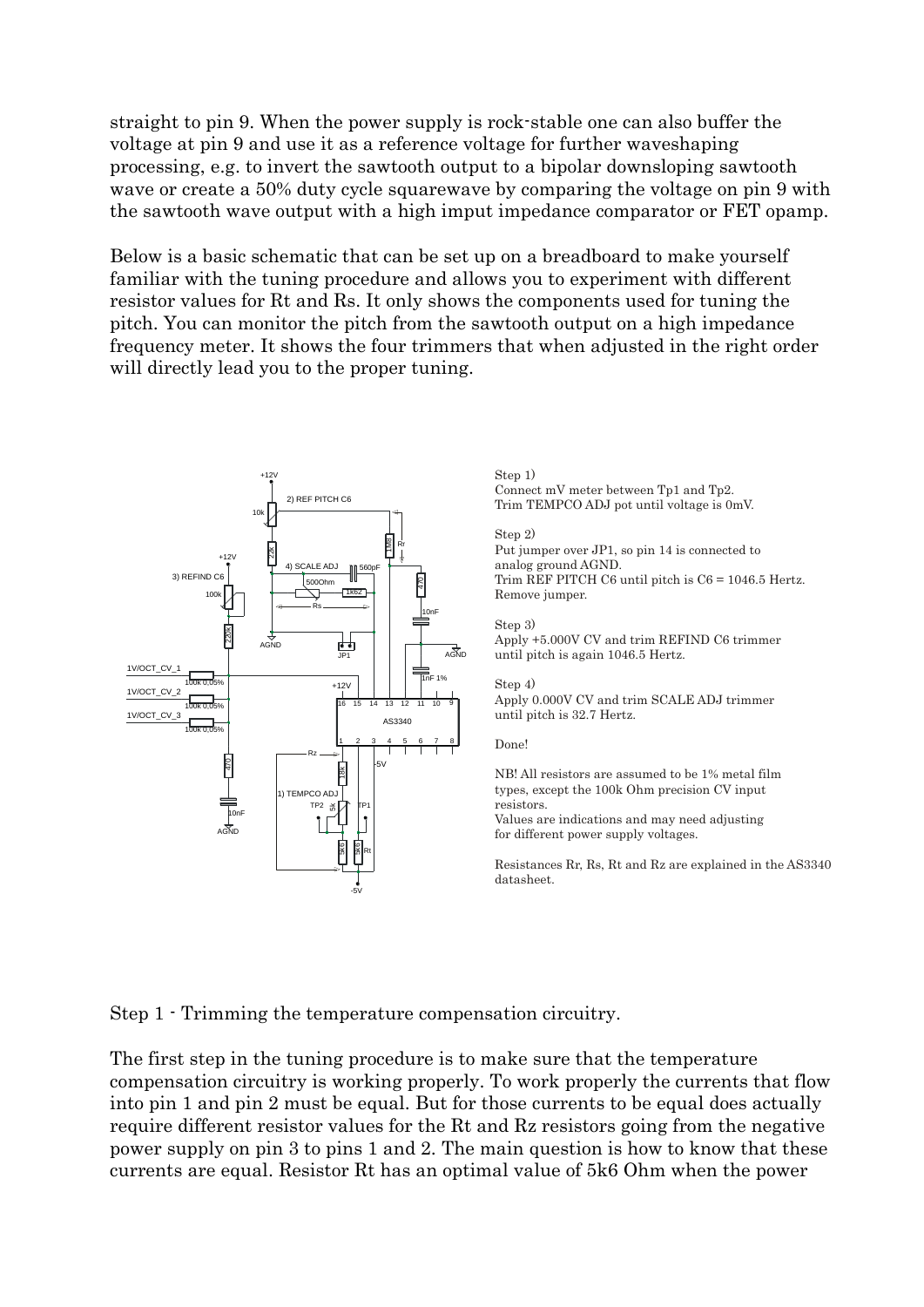straight to pin 9. When the power supply is rock-stable one can also buffer the voltage at pin 9 and use it as a reference voltage for further waveshaping processing, e.g. to invert the sawtooth output to a bipolar downsloping sawtooth wave or create a 50% duty cycle squarewave by comparing the voltage on pin 9 with the sawtooth wave output with a high imput impedance comparator or FET opamp.

Below is a basic schematic that can be set up on a breadboard to make yourself familiar with the tuning procedure and allows you to experiment with different resistor values for Rt and Rs. It only shows the components used for tuning the pitch. You can monitor the pitch from the sawtooth output on a high impedance frequency meter. It shows the four trimmers that when adjusted in the right order will directly lead you to the proper tuning.

Step 1)
Connect mV meter between Tp1 and Tp2.
Trim TEMPCO ADJ pot until voltage is 0mV.

Step 2)
Put jumper over JP1, so pin 14 is connected to analog ground AGND.
Trim REF PITCH C6 until pitch is C6 = 1046.5 Hertz.
Remove jumper.

Step 3)
Apply +5.000V CV and trim REFIND C6 trimmer until pitch is again 1046.5 Hertz.

Step 4)
Apply 0.000V CV and trim SCALE ADJ trimmer until pitch is 32.7 Hertz.

Done!

NB! All resistors are assumed to be 1% metal film types, except the 100k Ohm precision CV input resistors.
Values are indications and may need adjusting for different power supply voltages.

Resistances Rr, Rs, Rt and Rz are explained in the AS3340 datasheet.

Step 1 - Trimming the temperature compensation circuitry.

The first step in the tuning procedure is to make sure that the temperature compensation circuitry is working properly. To work properly the currents that flow into pin 1 and pin 2 must be equal. But for those currents to be equal does actually require different resistor values for the Rt and Rz resistors going from the negative power supply on pin 3 to pins 1 and 2. The main question is how to know that these currents are equal. Resistor Rt has an optimal value of 5k6 Ohm when the power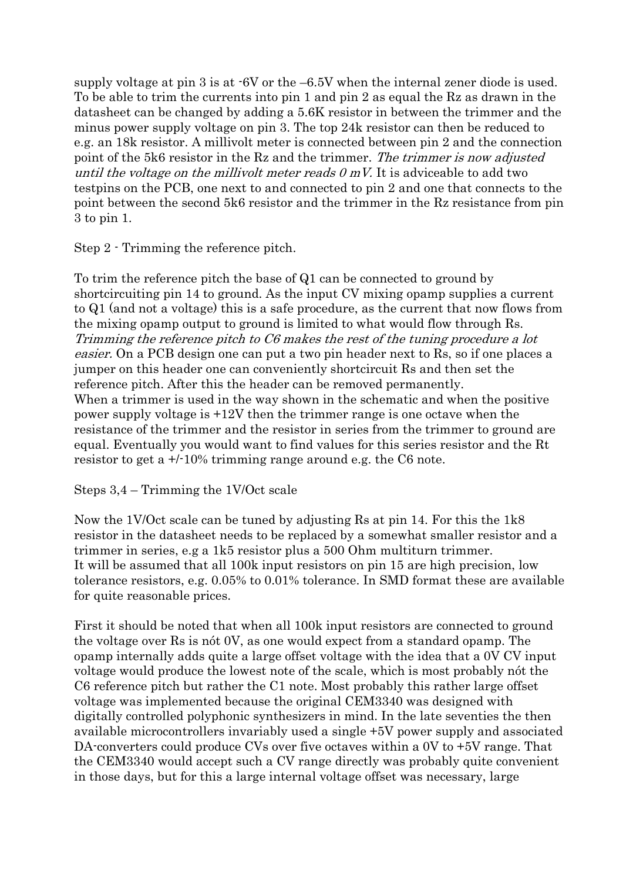supply voltage at pin 3 is at -6V or the –6.5V when the internal zener diode is used. To be able to trim the currents into pin 1 and pin 2 as equal the Rz as drawn in the datasheet can be changed by adding a 5.6K resistor in between the trimmer and the minus power supply voltage on pin 3. The top 24k resistor can then be reduced to e.g. an 18k resistor. A millivolt meter is connected between pin 2 and the connection point of the 5k6 resistor in the Rz and the trimmer. *The trimmer is now adjusted until the voltage on the millivolt meter reads 0 mV.* It is adviceable to add two testpins on the PCB, one next to and connected to pin 2 and one that connects to the point between the second 5k6 resistor and the trimmer in the Rz resistance from pin 3 to pin 1.

Step 2 - Trimming the reference pitch.

To trim the reference pitch the base of Q1 can be connected to ground by shortcircuiting pin 14 to ground. As the input CV mixing opamp supplies a current to Q1 (and not a voltage) this is a safe procedure, as the current that now flows from the mixing opamp output to ground is limited to what would flow through Rs. *Trimming the reference pitch to C6 makes the rest of the tuning procedure a lot easier.* On a PCB design one can put a two pin header next to Rs, so if one places a jumper on this header one can conveniently shortcircuit Rs and then set the reference pitch. After this the header can be removed permanently.
When a trimmer is used in the way shown in the schematic and when the positive power supply voltage is +12V then the trimmer range is one octave when the resistance of the trimmer and the resistor in series from the trimmer to ground are equal. Eventually you would want to find values for this series resistor and the Rt resistor to get a +/-10% trimming range around e.g. the C6 note.

Steps 3,4 – Trimming the 1V/Oct scale

Now the 1V/Oct scale can be tuned by adjusting Rs at pin 14. For this the 1k8 resistor in the datasheet needs to be replaced by a somewhat smaller resistor and a trimmer in series, e.g a 1k5 resistor plus a 500 Ohm multiturn trimmer.
It will be assumed that all 100k input resistors on pin 15 are high precision, low tolerance resistors, e.g. 0.05% to 0.01% tolerance. In SMD format these are available for quite reasonable prices.

First it should be noted that when all 100k input resistors are connected to ground the voltage over Rs is nót 0V, as one would expect from a standard opamp. The opamp internally adds quite a large offset voltage with the idea that a 0V CV input voltage would produce the lowest note of the scale, which is most probably nót the C6 reference pitch but rather the C1 note. Most probably this rather large offset voltage was implemented because the original CEM3340 was designed with digitally controlled polyphonic synthesizers in mind. In the late seventies the then available microcontrollers invariably used a single +5V power supply and associated DA-converters could produce CVs over five octaves within a 0V to +5V range. That the CEM3340 would accept such a CV range directly was probably quite convenient in those days, but for this a large internal voltage offset was necessary, large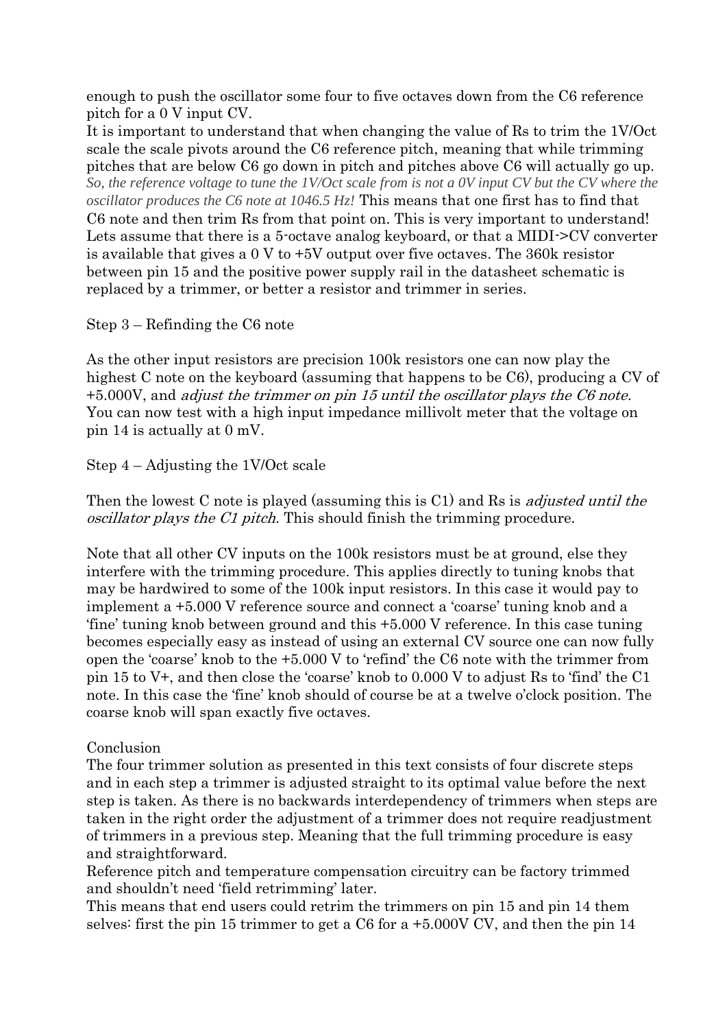enough to push the oscillator some four to five octaves down from the C6 reference pitch for a 0 V input CV.
It is important to understand that when changing the value of Rs to trim the 1V/Oct scale the scale pivots around the C6 reference pitch, meaning that while trimming pitches that are below C6 go down in pitch and pitches above C6 will actually go up. *So, the reference voltage to tune the 1V/Oct scale from is not a 0V input CV but the CV where the oscillator produces the C6 note at 1046.5 Hz!* This means that one first has to find that C6 note and then trim Rs from that point on. This is very important to understand!
Lets assume that there is a 5-octave analog keyboard, or that a MIDI->CV converter is available that gives a 0 V to +5V output over five octaves. The 360k resistor between pin 15 and the positive power supply rail in the datasheet schematic is replaced by a trimmer, or better a resistor and trimmer in series.

Step 3 – Refinding the C6 note

As the other input resistors are precision 100k resistors one can now play the highest C note on the keyboard (assuming that happens to be C6), producing a CV of +5.000V, and *adjust the trimmer on pin 15 until the oscillator plays the C6 note*. You can now test with a high input impedance millivolt meter that the voltage on pin 14 is actually at 0 mV.

Step 4 – Adjusting the 1V/Oct scale

Then the lowest C note is played (assuming this is C1) and Rs is *adjusted until the oscillator plays the C1 pitch*. This should finish the trimming procedure.

Note that all other CV inputs on the 100k resistors must be at ground, else they interfere with the trimming procedure. This applies directly to tuning knobs that may be hardwired to some of the 100k input resistors. In this case it would pay to implement a +5.000 V reference source and connect a 'coarse' tuning knob and a 'fine' tuning knob between ground and this +5.000 V reference. In this case tuning becomes especially easy as instead of using an external CV source one can now fully open the 'coarse' knob to the +5.000 V to 'refind' the C6 note with the trimmer from pin 15 to V+, and then close the 'coarse' knob to 0.000 V to adjust Rs to 'find' the C1 note. In this case the 'fine' knob should of course be at a twelve o'clock position. The coarse knob will span exactly five octaves.

Conclusion
The four trimmer solution as presented in this text consists of four discrete steps and in each step a trimmer is adjusted straight to its optimal value before the next step is taken. As there is no backwards interdependency of trimmers when steps are taken in the right order the adjustment of a trimmer does not require readjustment of trimmers in a previous step. Meaning that the full trimming procedure is easy and straightforward.
Reference pitch and temperature compensation circuitry can be factory trimmed and shouldn't need 'field retrimming' later.
This means that end users could retrim the trimmers on pin 15 and pin 14 them selves: first the pin 15 trimmer to get a C6 for a +5.000V CV, and then the pin 14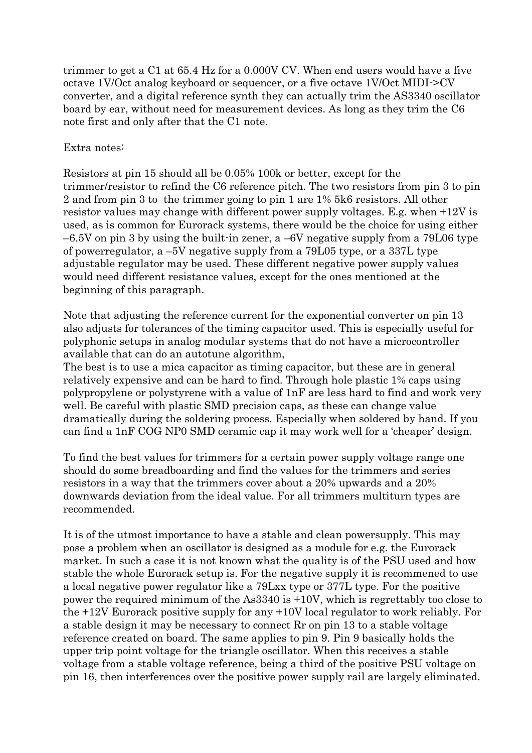trimmer to get a C1 at 65.4 Hz for a 0.000V CV. When end users would have a five octave 1V/Oct analog keyboard or sequencer, or a five octave 1V/Oct MIDI->CV converter, and a digital reference synth they can actually trim the AS3340 oscillator board by ear, without need for measurement devices. As long as they trim the C6 note first and only after that the C1 note.

Extra notes:

Resistors at pin 15 should all be 0.05% 100k or better, except for the trimmer/resistor to refind the C6 reference pitch. The two resistors from pin 3 to pin 2 and from pin 3 to the trimmer going to pin 1 are 1% 5k6 resistors. All other resistor values may change with different power supply voltages. E.g. when +12V is used, as is common for Eurorack systems, there would be the choice for using either –6.5V on pin 3 by using the built-in zener, a –6V negative supply from a 79L06 type of powerregulator, a –5V negative supply from a 79L05 type, or a 337L type adjustable regulator may be used. These different negative power supply values would need different resistance values, except for the ones mentioned at the beginning of this paragraph.

Note that adjusting the reference current for the exponential converter on pin 13 also adjusts for tolerances of the timing capacitor used. This is especially useful for polyphonic setups in analog modular systems that do not have a microcontroller available that can do an autotune algorithm,
The best is to use a mica capacitor as timing capacitor, but these are in general relatively expensive and can be hard to find. Through hole plastic 1% caps using polypropylene or polystyrene with a value of 1nF are less hard to find and work very well. Be careful with plastic SMD precision caps, as these can change value dramatically during the soldering process. Especially when soldered by hand. If you can find a 1nF COG NP0 SMD ceramic cap it may work well for a 'cheaper' design.

To find the best values for trimmers for a certain power supply voltage range one should do some breadboarding and find the values for the trimmers and series resistors in a way that the trimmers cover about a 20% upwards and a 20% downwards deviation from the ideal value. For all trimmers multiturn types are recommended.

It is of the utmost importance to have a stable and clean powersupply. This may pose a problem when an oscillator is designed as a module for e.g. the Eurorack market. In such a case it is not known what the quality is of the PSU used and how stable the whole Eurorack setup is. For the negative supply it is recommened to use a local negative power regulator like a 79Lxx type or 377L type. For the positive power the required minimum of the As3340 is +10V, which is regrettably too close to the +12V Eurorack positive supply for any +10V local regulator to work reliably. For a stable design it may be necessary to connect Rr on pin 13 to a stable voltage reference created on board. The same applies to pin 9. Pin 9 basically holds the upper trip point voltage for the triangle oscillator. When this receives a stable voltage from a stable voltage reference, being a third of the positive PSU voltage on pin 16, then interferences over the positive power supply rail are largely eliminated.